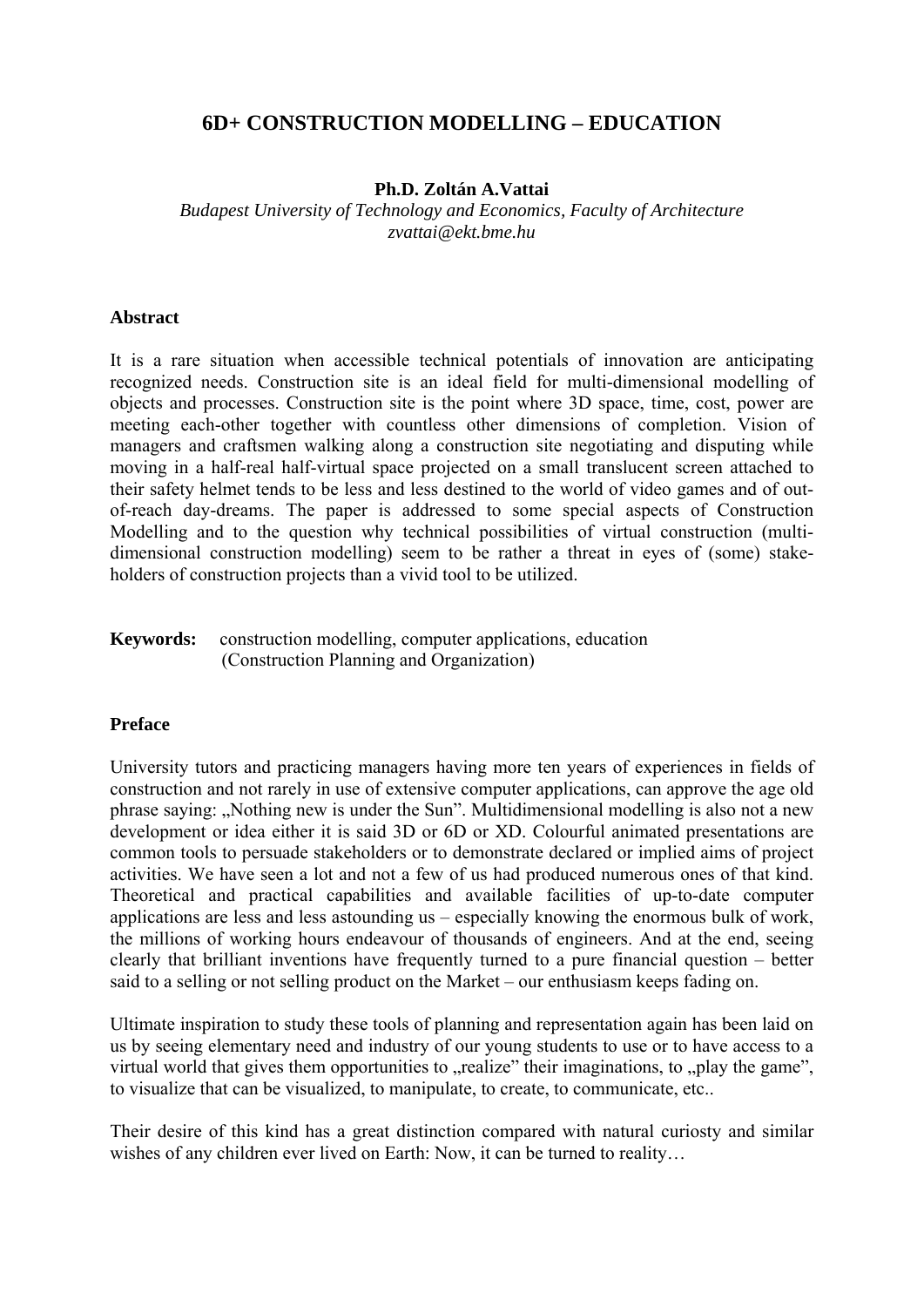# 6D+ CONSTRUCTION MODELLING – EDUCATION

**Ph.D. Zoltán A.Vattai**

*Budapest University of Technology and Economics, Faculty of Architecture*
*zvattai@ekt.bme.hu*

## Abstract

It is a rare situation when accessible technical potentials of innovation are anticipating recognized needs. Construction site is an ideal field for multi-dimensional modelling of objects and processes. Construction site is the point where 3D space, time, cost, power are meeting each-other together with countless other dimensions of completion. Vision of managers and craftsmen walking along a construction site negotiating and disputing while moving in a half-real half-virtual space projected on a small translucent screen attached to their safety helmet tends to be less and less destined to the world of video games and of out-of-reach day-dreams. The paper is addressed to some special aspects of Construction Modelling and to the question why technical possibilities of virtual construction (multi-dimensional construction modelling) seem to be rather a threat in eyes of (some) stake-holders of construction projects than a vivid tool to be utilized.

**Keywords:** construction modelling, computer applications, education (Construction Planning and Organization)

## Preface

University tutors and practicing managers having more ten years of experiences in fields of construction and not rarely in use of extensive computer applications, can approve the age old phrase saying: „Nothing new is under the Sun". Multidimensional modelling is also not a new development or idea either it is said 3D or 6D or XD. Colourful animated presentations are common tools to persuade stakeholders or to demonstrate declared or implied aims of project activities. We have seen a lot and not a few of us had produced numerous ones of that kind. Theoretical and practical capabilities and available facilities of up-to-date computer applications are less and less astounding us – especially knowing the enormous bulk of work, the millions of working hours endeavour of thousands of engineers. And at the end, seeing clearly that brilliant inventions have frequently turned to a pure financial question – better said to a selling or not selling product on the Market – our enthusiasm keeps fading on.

Ultimate inspiration to study these tools of planning and representation again has been laid on us by seeing elementary need and industry of our young students to use or to have access to a virtual world that gives them opportunities to „realize" their imaginations, to „play the game", to visualize that can be visualized, to manipulate, to create, to communicate, etc..

Their desire of this kind has a great distinction compared with natural curiosty and similar wishes of any children ever lived on Earth: Now, it can be turned to reality…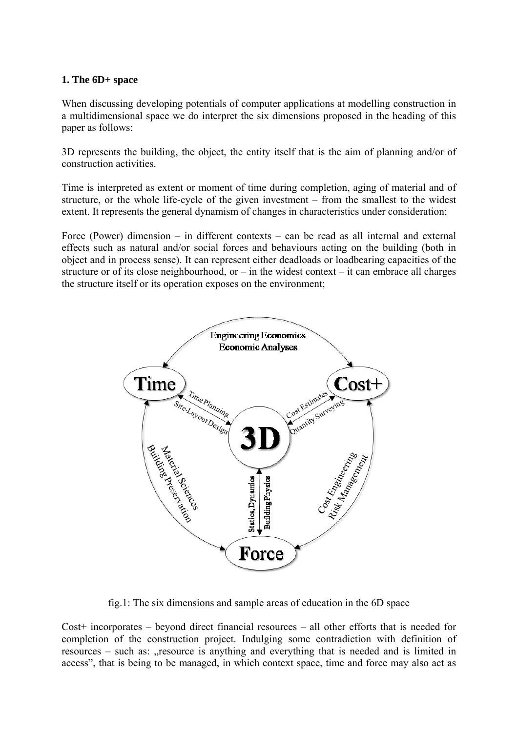## 1. The 6D+ space

When discussing developing potentials of computer applications at modelling construction in a multidimensional space we do interpret the six dimensions proposed in the heading of this paper as follows:

3D represents the building, the object, the entity itself that is the aim of planning and/or of construction activities.

Time is interpreted as extent or moment of time during completion, aging of material and of structure, or the whole life-cycle of the given investment – from the smallest to the widest extent. It represents the general dynamism of changes in characteristics under consideration;

Force (Power) dimension – in different contexts – can be read as all internal and external effects such as natural and/or social forces and behaviours acting on the building (both in object and in process sense). It can represent either deadloads or loadbearing capacities of the structure or of its close neighbourhood, or – in the widest context – it can embrace all charges the structure itself or its operation exposes on the environment;

fig.1: The six dimensions and sample areas of education in the 6D space

Cost+ incorporates – beyond direct financial resources – all other efforts that is needed for completion of the construction project. Indulging some contradiction with definition of resources – such as: „resource is anything and everything that is needed and is limited in access", that is being to be managed, in which context space, time and force may also act as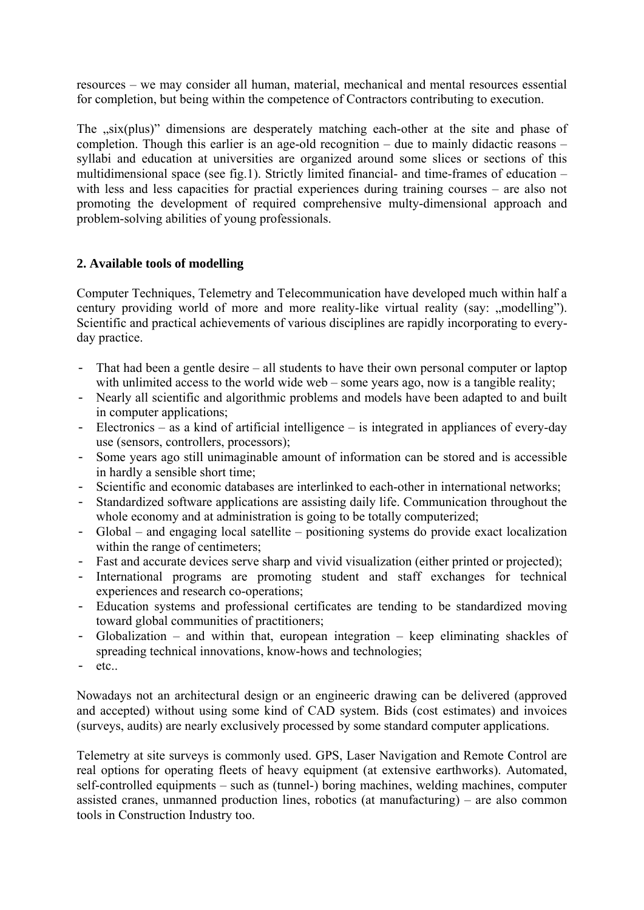resources – we may consider all human, material, mechanical and mental resources essential for completion, but being within the competence of Contractors contributing to execution.

The „six(plus)" dimensions are desperately matching each-other at the site and phase of completion. Though this earlier is an age-old recognition – due to mainly didactic reasons – syllabi and education at universities are organized around some slices or sections of this multidimensional space (see fig.1). Strictly limited financial- and time-frames of education – with less and less capacities for practial experiences during training courses – are also not promoting the development of required comprehensive multy-dimensional approach and problem-solving abilities of young professionals.

## 2. Available tools of modelling

Computer Techniques, Telemetry and Telecommunication have developed much within half a century providing world of more and more reality-like virtual reality (say: „modelling"). Scientific and practical achievements of various disciplines are rapidly incorporating to every-day practice.

- That had been a gentle desire – all students to have their own personal computer or laptop with unlimited access to the world wide web – some years ago, now is a tangible reality;
- Nearly all scientific and algorithmic problems and models have been adapted to and built in computer applications;
- Electronics – as a kind of artificial intelligence – is integrated in appliances of every-day use (sensors, controllers, processors);
- Some years ago still unimaginable amount of information can be stored and is accessible in hardly a sensible short time;
- Scientific and economic databases are interlinked to each-other in international networks;
- Standardized software applications are assisting daily life. Communication throughout the whole economy and at administration is going to be totally computerized;
- Global – and engaging local satellite – positioning systems do provide exact localization within the range of centimeters;
- Fast and accurate devices serve sharp and vivid visualization (either printed or projected);
- International programs are promoting student and staff exchanges for technical experiences and research co-operations;
- Education systems and professional certificates are tending to be standardized moving toward global communities of practitioners;
- Globalization – and within that, european integration – keep eliminating shackles of spreading technical innovations, know-hows and technologies;
- etc..

Nowadays not an architectural design or an engineeric drawing can be delivered (approved and accepted) without using some kind of CAD system. Bids (cost estimates) and invoices (surveys, audits) are nearly exclusively processed by some standard computer applications.

Telemetry at site surveys is commonly used. GPS, Laser Navigation and Remote Control are real options for operating fleets of heavy equipment (at extensive earthworks). Automated, self-controlled equipments – such as (tunnel-) boring machines, welding machines, computer assisted cranes, unmanned production lines, robotics (at manufacturing) – are also common tools in Construction Industry too.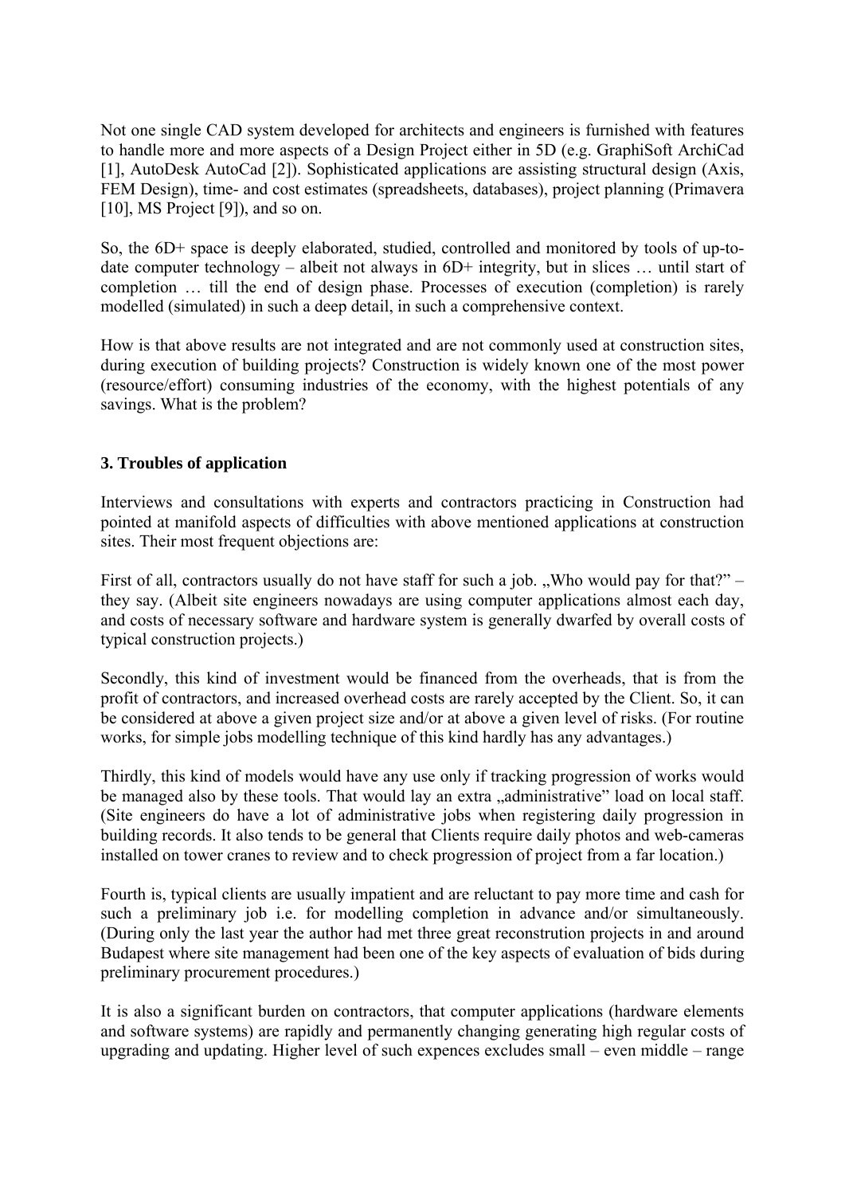Not one single CAD system developed for architects and engineers is furnished with features to handle more and more aspects of a Design Project either in 5D (e.g. GraphiSoft ArchiCad [1], AutoDesk AutoCad [2]). Sophisticated applications are assisting structural design (Axis, FEM Design), time- and cost estimates (spreadsheets, databases), project planning (Primavera [10], MS Project [9]), and so on.

So, the 6D+ space is deeply elaborated, studied, controlled and monitored by tools of up-to-date computer technology – albeit not always in 6D+ integrity, but in slices … until start of completion … till the end of design phase. Processes of execution (completion) is rarely modelled (simulated) in such a deep detail, in such a comprehensive context.

How is that above results are not integrated and are not commonly used at construction sites, during execution of building projects? Construction is widely known one of the most power (resource/effort) consuming industries of the economy, with the highest potentials of any savings. What is the problem?

## 3. Troubles of application

Interviews and consultations with experts and contractors practicing in Construction had pointed at manifold aspects of difficulties with above mentioned applications at construction sites. Their most frequent objections are:

First of all, contractors usually do not have staff for such a job. „Who would pay for that?" – they say. (Albeit site engineers nowadays are using computer applications almost each day, and costs of necessary software and hardware system is generally dwarfed by overall costs of typical construction projects.)

Secondly, this kind of investment would be financed from the overheads, that is from the profit of contractors, and increased overhead costs are rarely accepted by the Client. So, it can be considered at above a given project size and/or at above a given level of risks. (For routine works, for simple jobs modelling technique of this kind hardly has any advantages.)

Thirdly, this kind of models would have any use only if tracking progression of works would be managed also by these tools. That would lay an extra „administrative" load on local staff. (Site engineers do have a lot of administrative jobs when registering daily progression in building records. It also tends to be general that Clients require daily photos and web-cameras installed on tower cranes to review and to check progression of project from a far location.)

Fourth is, typical clients are usually impatient and are reluctant to pay more time and cash for such a preliminary job i.e. for modelling completion in advance and/or simultaneously. (During only the last year the author had met three great reconstrution projects in and around Budapest where site management had been one of the key aspects of evaluation of bids during preliminary procurement procedures.)

It is also a significant burden on contractors, that computer applications (hardware elements and software systems) are rapidly and permanently changing generating high regular costs of upgrading and updating. Higher level of such expences excludes small – even middle – range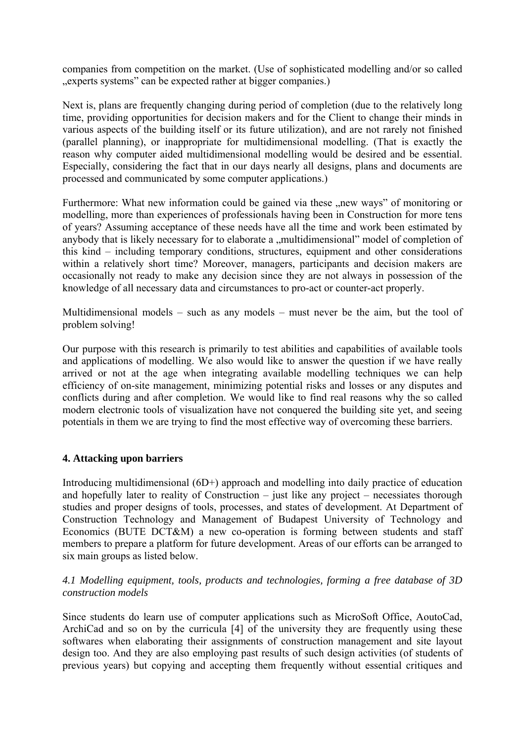companies from competition on the market. (Use of sophisticated modelling and/or so called „experts systems" can be expected rather at bigger companies.)

Next is, plans are frequently changing during period of completion (due to the relatively long time, providing opportunities for decision makers and for the Client to change their minds in various aspects of the building itself or its future utilization), and are not rarely not finished (parallel planning), or inappropriate for multidimensional modelling. (That is exactly the reason why computer aided multidimensional modelling would be desired and be essential. Especially, considering the fact that in our days nearly all designs, plans and documents are processed and communicated by some computer applications.)

Furthermore: What new information could be gained via these „new ways" of monitoring or modelling, more than experiences of professionals having been in Construction for more tens of years? Assuming acceptance of these needs have all the time and work been estimated by anybody that is likely necessary for to elaborate a „multidimensional" model of completion of this kind – including temporary conditions, structures, equipment and other considerations within a relatively short time? Moreover, managers, participants and decision makers are occasionally not ready to make any decision since they are not always in possession of the knowledge of all necessary data and circumstances to pro-act or counter-act properly.

Multidimensional models – such as any models – must never be the aim, but the tool of problem solving!

Our purpose with this research is primarily to test abilities and capabilities of available tools and applications of modelling. We also would like to answer the question if we have really arrived or not at the age when integrating available modelling techniques we can help efficiency of on-site management, minimizing potential risks and losses or any disputes and conflicts during and after completion. We would like to find real reasons why the so called modern electronic tools of visualization have not conquered the building site yet, and seeing potentials in them we are trying to find the most effective way of overcoming these barriers.

## 4. Attacking upon barriers

Introducing multidimensional (6D+) approach and modelling into daily practice of education and hopefully later to reality of Construction – just like any project – necessiates thorough studies and proper designs of tools, processes, and states of development. At Department of Construction Technology and Management of Budapest University of Technology and Economics (BUTE DCT&M) a new co-operation is forming between students and staff members to prepare a platform for future development. Areas of our efforts can be arranged to six main groups as listed below.

### *4.1 Modelling equipment, tools, products and technologies, forming a free database of 3D construction models*

Since students do learn use of computer applications such as MicroSoft Office, AoutoCad, ArchiCad and so on by the curricula [4] of the university they are frequently using these softwares when elaborating their assignments of construction management and site layout design too. And they are also employing past results of such design activities (of students of previous years) but copying and accepting them frequently without essential critiques and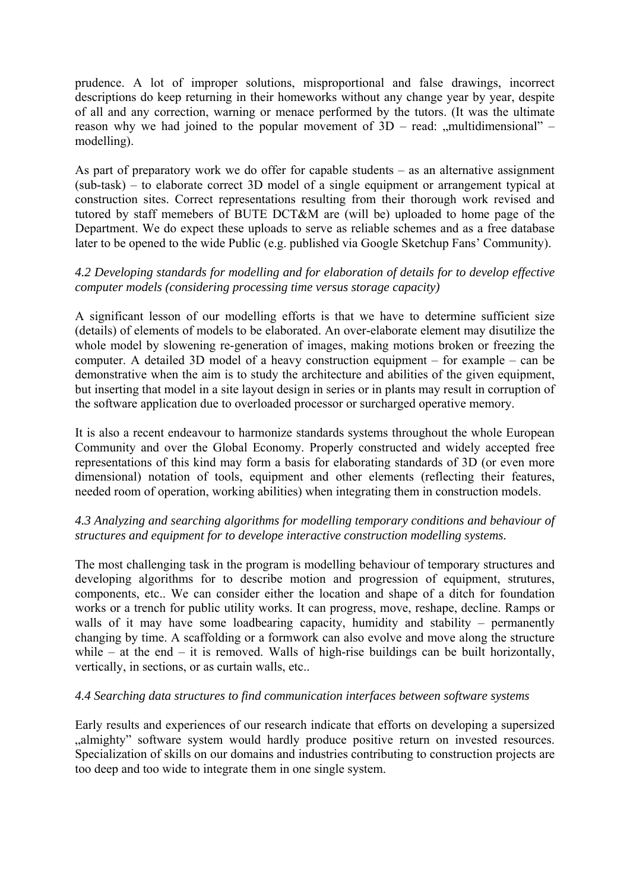prudence. A lot of improper solutions, misproportional and false drawings, incorrect descriptions do keep returning in their homeworks without any change year by year, despite of all and any correction, warning or menace performed by the tutors. (It was the ultimate reason why we had joined to the popular movement of 3D – read: „multidimensional" – modelling).

As part of preparatory work we do offer for capable students – as an alternative assignment (sub-task) – to elaborate correct 3D model of a single equipment or arrangement typical at construction sites. Correct representations resulting from their thorough work revised and tutored by staff memebers of BUTE DCT&M are (will be) uploaded to home page of the Department. We do expect these uploads to serve as reliable schemes and as a free database later to be opened to the wide Public (e.g. published via Google Sketchup Fans' Community).

*4.2 Developing standards for modelling and for elaboration of details for to develop effective computer models (considering processing time versus storage capacity)*

A significant lesson of our modelling efforts is that we have to determine sufficient size (details) of elements of models to be elaborated. An over-elaborate element may disutilize the whole model by slowening re-generation of images, making motions broken or freezing the computer. A detailed 3D model of a heavy construction equipment – for example – can be demonstrative when the aim is to study the architecture and abilities of the given equipment, but inserting that model in a site layout design in series or in plants may result in corruption of the software application due to overloaded processor or surcharged operative memory.

It is also a recent endeavour to harmonize standards systems throughout the whole European Community and over the Global Economy. Properly constructed and widely accepted free representations of this kind may form a basis for elaborating standards of 3D (or even more dimensional) notation of tools, equipment and other elements (reflecting their features, needed room of operation, working abilities) when integrating them in construction models.

*4.3 Analyzing and searching algorithms for modelling temporary conditions and behaviour of structures and equipment for to develope interactive construction modelling systems.*

The most challenging task in the program is modelling behaviour of temporary structures and developing algorithms for to describe motion and progression of equipment, strutures, components, etc.. We can consider either the location and shape of a ditch for foundation works or a trench for public utility works. It can progress, move, reshape, decline. Ramps or walls of it may have some loadbearing capacity, humidity and stability – permanently changing by time. A scaffolding or a formwork can also evolve and move along the structure while – at the end – it is removed. Walls of high-rise buildings can be built horizontally, vertically, in sections, or as curtain walls, etc..

*4.4 Searching data structures to find communication interfaces between software systems*

Early results and experiences of our research indicate that efforts on developing a supersized „almighty" software system would hardly produce positive return on invested resources. Specialization of skills on our domains and industries contributing to construction projects are too deep and too wide to integrate them in one single system.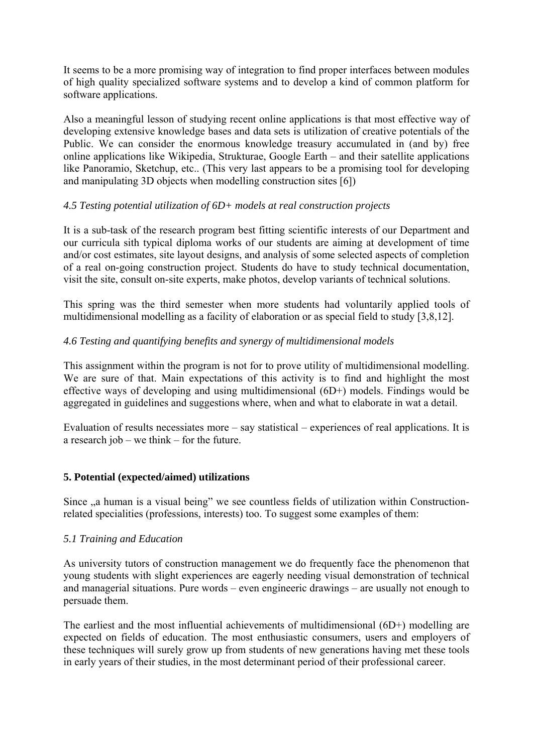It seems to be a more promising way of integration to find proper interfaces between modules of high quality specialized software systems and to develop a kind of common platform for software applications.

Also a meaningful lesson of studying recent online applications is that most effective way of developing extensive knowledge bases and data sets is utilization of creative potentials of the Public. We can consider the enormous knowledge treasury accumulated in (and by) free online applications like Wikipedia, Strukturae, Google Earth – and their satellite applications like Panoramio, Sketchup, etc.. (This very last appears to be a promising tool for developing and manipulating 3D objects when modelling construction sites [6])

### *4.5 Testing potential utilization of 6D+ models at real construction projects*

It is a sub-task of the research program best fitting scientific interests of our Department and our curricula sith typical diploma works of our students are aiming at development of time and/or cost estimates, site layout designs, and analysis of some selected aspects of completion of a real on-going construction project. Students do have to study technical documentation, visit the site, consult on-site experts, make photos, develop variants of technical solutions.

This spring was the third semester when more students had voluntarily applied tools of multidimensional modelling as a facility of elaboration or as special field to study [3,8,12].

### *4.6 Testing and quantifying benefits and synergy of multidimensional models*

This assignment within the program is not for to prove utility of multidimensional modelling. We are sure of that. Main expectations of this activity is to find and highlight the most effective ways of developing and using multidimensional (6D+) models. Findings would be aggregated in guidelines and suggestions where, when and what to elaborate in wat a detail.

Evaluation of results necessiates more – say statistical – experiences of real applications. It is a research job – we think – for the future.

## **5. Potential (expected/aimed) utilizations**

Since „a human is a visual being” we see countless fields of utilization within Construction-related specialities (professions, interests) too. To suggest some examples of them:

### *5.1 Training and Education*

As university tutors of construction management we do frequently face the phenomenon that young students with slight experiences are eagerly needing visual demonstration of technical and managerial situations. Pure words – even engineeric drawings – are usually not enough to persuade them.

The earliest and the most influential achievements of multidimensional (6D+) modelling are expected on fields of education. The most enthusiastic consumers, users and employers of these techniques will surely grow up from students of new generations having met these tools in early years of their studies, in the most determinant period of their professional career.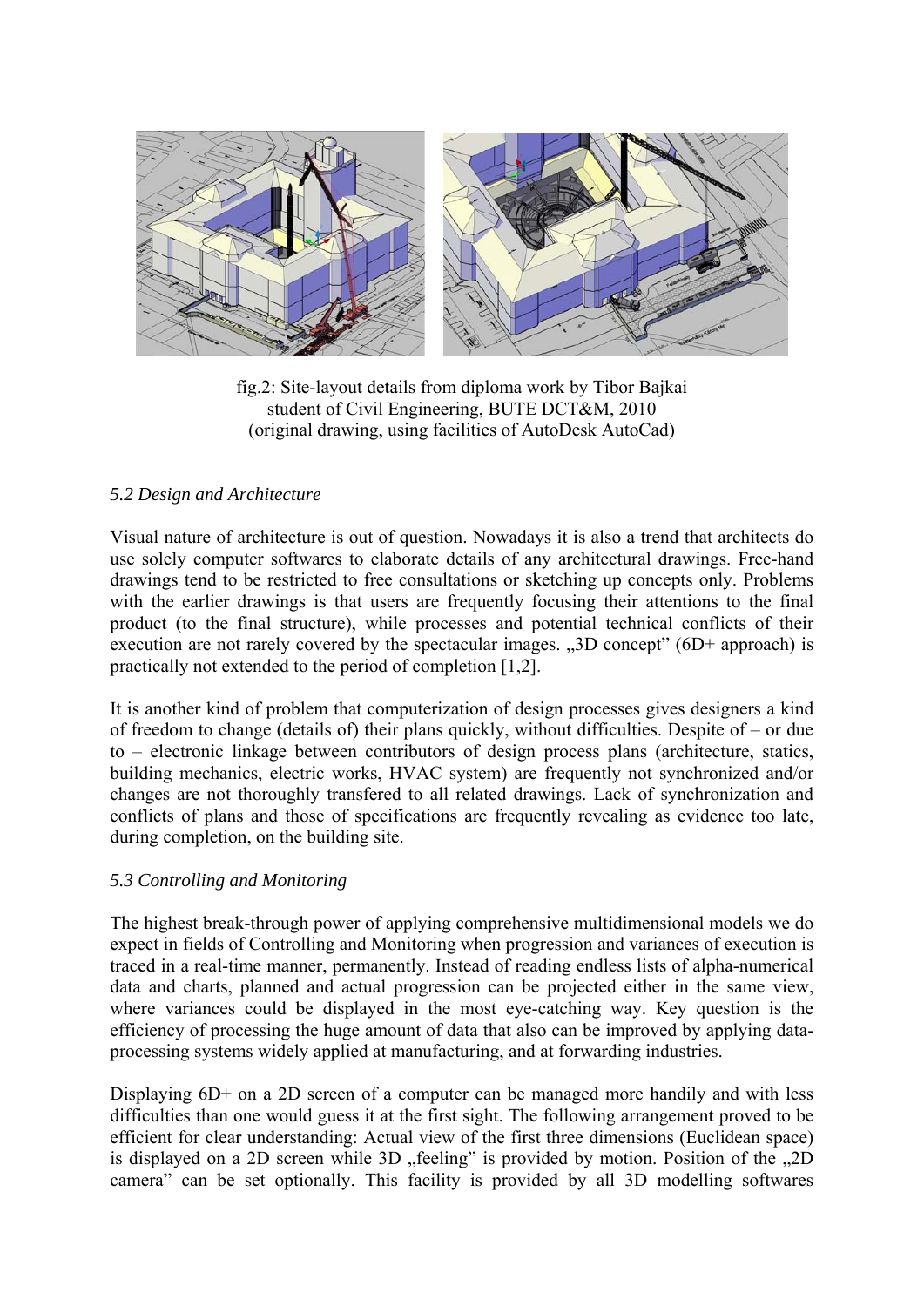fig.2: Site-layout details from diploma work by Tibor Bajkai
student of Civil Engineering, BUTE DCT&M, 2010
(original drawing, using facilities of AutoDesk AutoCad)

### *5.2 Design and Architecture*

Visual nature of architecture is out of question. Nowadays it is also a trend that architects do use solely computer softwares to elaborate details of any architectural drawings. Free-hand drawings tend to be restricted to free consultations or sketching up concepts only. Problems with the earlier drawings is that users are frequently focusing their attentions to the final product (to the final structure), while processes and potential technical conflicts of their execution are not rarely covered by the spectacular images. „3D concept" (6D+ approach) is practically not extended to the period of completion [1,2].

It is another kind of problem that computerization of design processes gives designers a kind of freedom to change (details of) their plans quickly, without difficulties. Despite of – or due to – electronic linkage between contributors of design process plans (architecture, statics, building mechanics, electric works, HVAC system) are frequently not synchronized and/or changes are not thoroughly transfered to all related drawings. Lack of synchronization and conflicts of plans and those of specifications are frequently revealing as evidence too late, during completion, on the building site.

### *5.3 Controlling and Monitoring*

The highest break-through power of applying comprehensive multidimensional models we do expect in fields of Controlling and Monitoring when progression and variances of execution is traced in a real-time manner, permanently. Instead of reading endless lists of alpha-numerical data and charts, planned and actual progression can be projected either in the same view, where variances could be displayed in the most eye-catching way. Key question is the efficiency of processing the huge amount of data that also can be improved by applying data-processing systems widely applied at manufacturing, and at forwarding industries.

Displaying 6D+ on a 2D screen of a computer can be managed more handily and with less difficulties than one would guess it at the first sight. The following arrangement proved to be efficient for clear understanding: Actual view of the first three dimensions (Euclidean space) is displayed on a 2D screen while 3D „feeling" is provided by motion. Position of the „2D camera" can be set optionally. This facility is provided by all 3D modelling softwares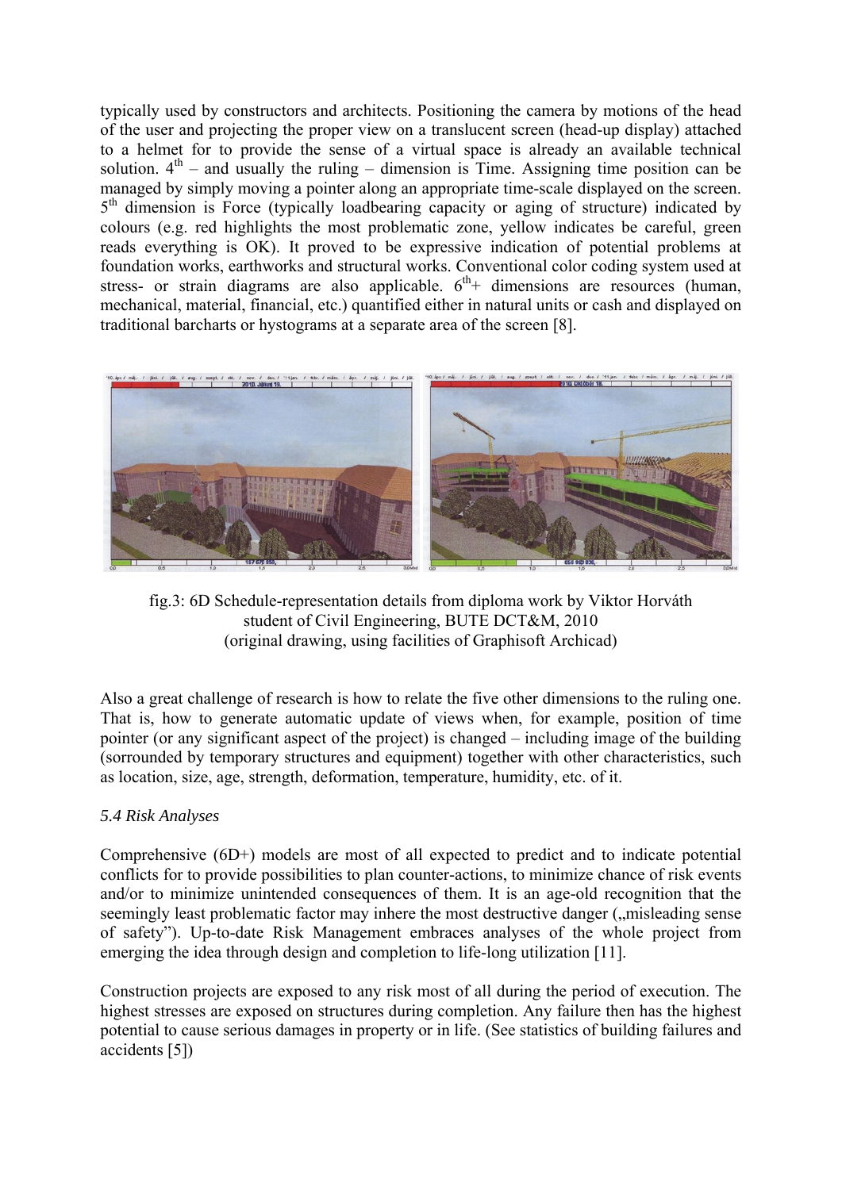typically used by constructors and architects. Positioning the camera by motions of the head of the user and projecting the proper view on a translucent screen (head-up display) attached to a helmet for to provide the sense of a virtual space is already an available technical solution. 4th – and usually the ruling – dimension is Time. Assigning time position can be managed by simply moving a pointer along an appropriate time-scale displayed on the screen. 5th dimension is Force (typically loadbearing capacity or aging of structure) indicated by colours (e.g. red highlights the most problematic zone, yellow indicates be careful, green reads everything is OK). It proved to be expressive indication of potential problems at foundation works, earthworks and structural works. Conventional color coding system used at stress- or strain diagrams are also applicable. 6th+ dimensions are resources (human, mechanical, material, financial, etc.) quantified either in natural units or cash and displayed on traditional barcharts or hystograms at a separate area of the screen [8].

fig.3: 6D Schedule-representation details from diploma work by Viktor Horváth student of Civil Engineering, BUTE DCT&M, 2010 (original drawing, using facilities of Graphisoft Archicad)

Also a great challenge of research is how to relate the five other dimensions to the ruling one. That is, how to generate automatic update of views when, for example, position of time pointer (or any significant aspect of the project) is changed – including image of the building (sorrounded by temporary structures and equipment) together with other characteristics, such as location, size, age, strength, deformation, temperature, humidity, etc. of it.

### *5.4 Risk Analyses*

Comprehensive (6D+) models are most of all expected to predict and to indicate potential conflicts for to provide possibilities to plan counter-actions, to minimize chance of risk events and/or to minimize unintended consequences of them. It is an age-old recognition that the seemingly least problematic factor may inhere the most destructive danger („misleading sense of safety"). Up-to-date Risk Management embraces analyses of the whole project from emerging the idea through design and completion to life-long utilization [11].

Construction projects are exposed to any risk most of all during the period of execution. The highest stresses are exposed on structures during completion. Any failure then has the highest potential to cause serious damages in property or in life. (See statistics of building failures and accidents [5])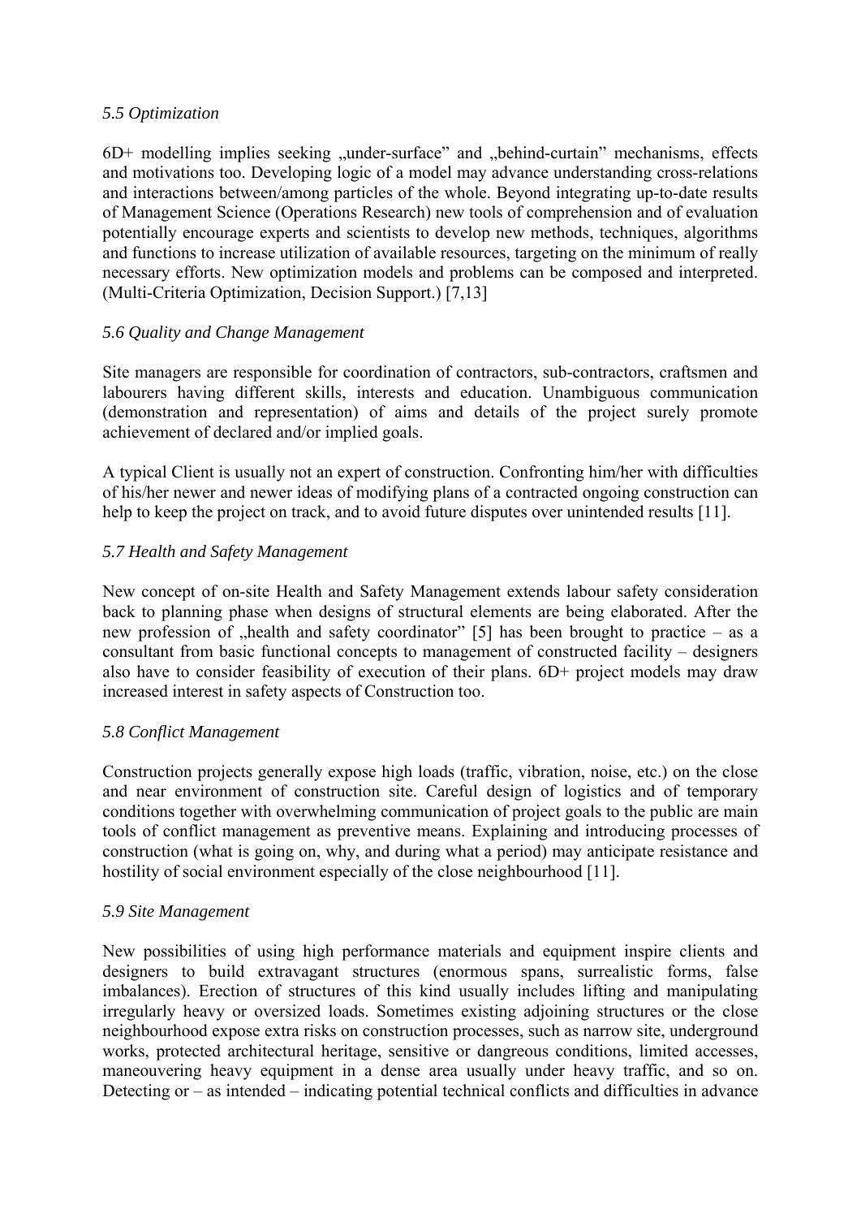### *5.5 Optimization*

6D+ modelling implies seeking „under-surface" and „behind-curtain" mechanisms, effects and motivations too. Developing logic of a model may advance understanding cross-relations and interactions between/among particles of the whole. Beyond integrating up-to-date results of Management Science (Operations Research) new tools of comprehension and of evaluation potentially encourage experts and scientists to develop new methods, techniques, algorithms and functions to increase utilization of available resources, targeting on the minimum of really necessary efforts. New optimization models and problems can be composed and interpreted. (Multi-Criteria Optimization, Decision Support.) [7,13]

### *5.6 Quality and Change Management*

Site managers are responsible for coordination of contractors, sub-contractors, craftsmen and labourers having different skills, interests and education. Unambiguous communication (demonstration and representation) of aims and details of the project surely promote achievement of declared and/or implied goals.

A typical Client is usually not an expert of construction. Confronting him/her with difficulties of his/her newer and newer ideas of modifying plans of a contracted ongoing construction can help to keep the project on track, and to avoid future disputes over unintended results [11].

### *5.7 Health and Safety Management*

New concept of on-site Health and Safety Management extends labour safety consideration back to planning phase when designs of structural elements are being elaborated. After the new profession of „health and safety coordinator" [5] has been brought to practice – as a consultant from basic functional concepts to management of constructed facility – designers also have to consider feasibility of execution of their plans. 6D+ project models may draw increased interest in safety aspects of Construction too.

### *5.8 Conflict Management*

Construction projects generally expose high loads (traffic, vibration, noise, etc.) on the close and near environment of construction site. Careful design of logistics and of temporary conditions together with overwhelming communication of project goals to the public are main tools of conflict management as preventive means. Explaining and introducing processes of construction (what is going on, why, and during what a period) may anticipate resistance and hostility of social environment especially of the close neighbourhood [11].

### *5.9 Site Management*

New possibilities of using high performance materials and equipment inspire clients and designers to build extravagant structures (enormous spans, surrealistic forms, false imbalances). Erection of structures of this kind usually includes lifting and manipulating irregularly heavy or oversized loads. Sometimes existing adjoining structures or the close neighbourhood expose extra risks on construction processes, such as narrow site, underground works, protected architectural heritage, sensitive or dangreous conditions, limited accesses, maneouvering heavy equipment in a dense area usually under heavy traffic, and so on. Detecting or – as intended – indicating potential technical conflicts and difficulties in advance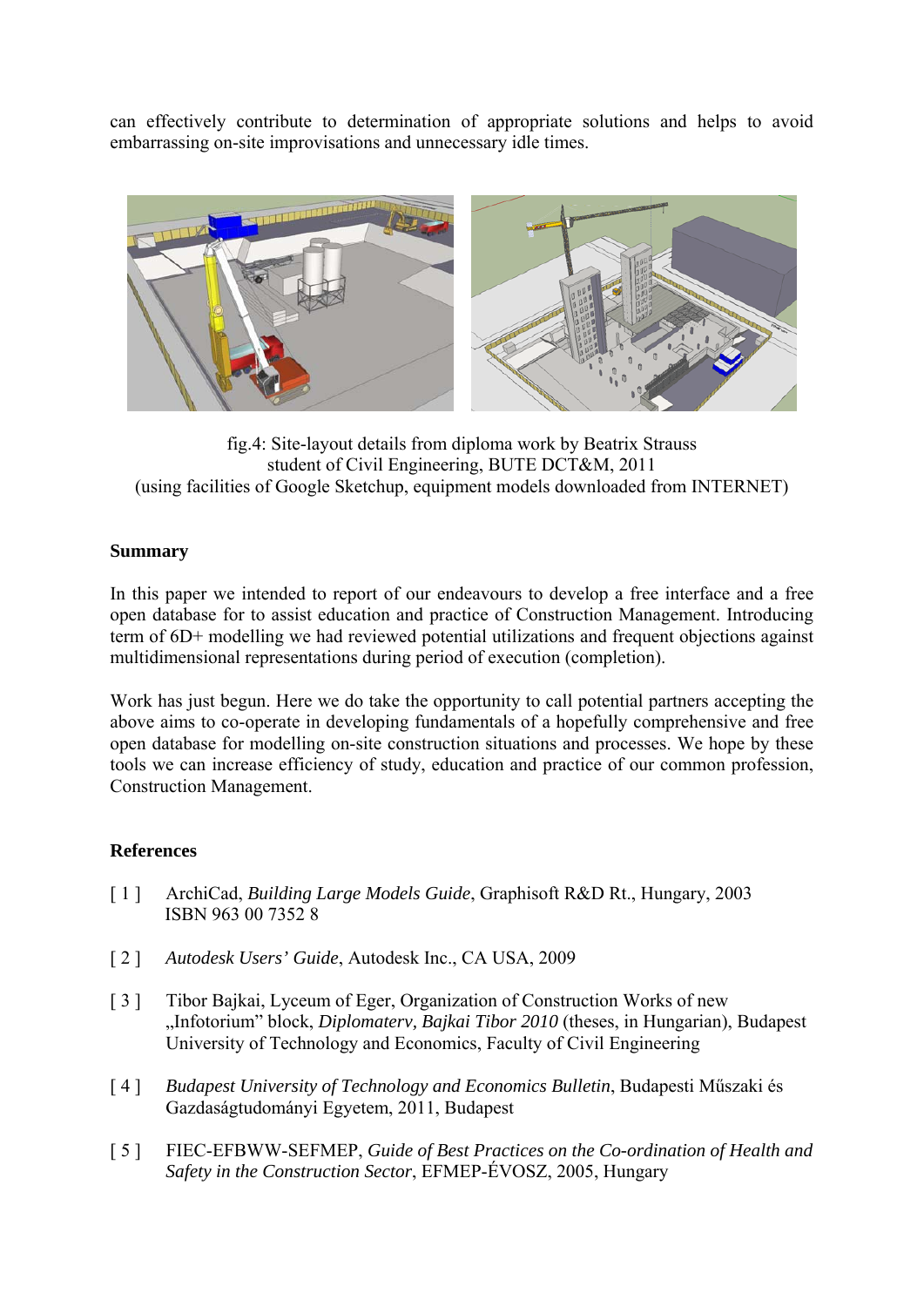can effectively contribute to determination of appropriate solutions and helps to avoid embarrassing on-site improvisations and unnecessary idle times.

fig.4: Site-layout details from diploma work by Beatrix Strauss
student of Civil Engineering, BUTE DCT&M, 2011
(using facilities of Google Sketchup, equipment models downloaded from INTERNET)

## Summary

In this paper we intended to report of our endeavours to develop a free interface and a free open database for to assist education and practice of Construction Management. Introducing term of 6D+ modelling we had reviewed potential utilizations and frequent objections against multidimensional representations during period of execution (completion).

Work has just begun. Here we do take the opportunity to call potential partners accepting the above aims to co-operate in developing fundamentals of a hopefully comprehensive and free open database for modelling on-site construction situations and processes. We hope by these tools we can increase efficiency of study, education and practice of our common profession, Construction Management.

## References

[ 1 ] ArchiCad, *Building Large Models Guide*, Graphisoft R&D Rt., Hungary, 2003 ISBN 963 00 7352 8

[ 2 ] *Autodesk Users' Guide*, Autodesk Inc., CA USA, 2009

[ 3 ] Tibor Bajkai, Lyceum of Eger, Organization of Construction Works of new „Infotorium" block, *Diplomaterv, Bajkai Tibor 2010* (theses, in Hungarian), Budapest University of Technology and Economics, Faculty of Civil Engineering

[ 4 ] *Budapest University of Technology and Economics Bulletin*, Budapesti Műszaki és Gazdaságtudományi Egyetem, 2011, Budapest

[ 5 ] FIEC-EFBWW-SEFMEP, *Guide of Best Practices on the Co-ordination of Health and Safety in the Construction Sector*, EFMEP-ÉVOSZ, 2005, Hungary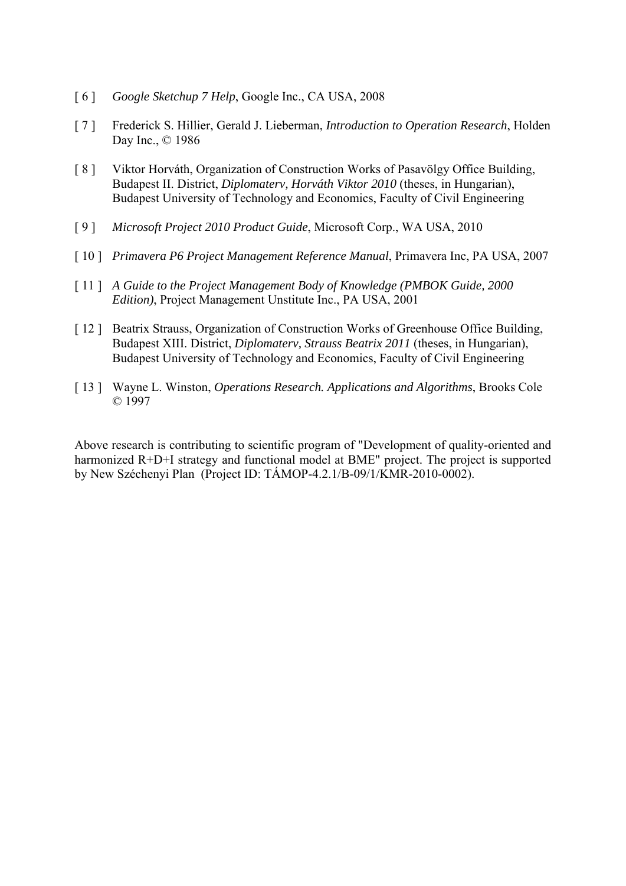[ 6 ] *Google Sketchup 7 Help*, Google Inc., CA USA, 2008

[ 7 ] Frederick S. Hillier, Gerald J. Lieberman, *Introduction to Operation Research*, Holden Day Inc., © 1986

[ 8 ] Viktor Horváth, Organization of Construction Works of Pasavölgy Office Building, Budapest II. District, *Diplomaterv, Horváth Viktor 2010* (theses, in Hungarian), Budapest University of Technology and Economics, Faculty of Civil Engineering

[ 9 ] *Microsoft Project 2010 Product Guide*, Microsoft Corp., WA USA, 2010

[ 10 ] *Primavera P6 Project Management Reference Manual*, Primavera Inc, PA USA, 2007

[ 11 ] *A Guide to the Project Management Body of Knowledge (PMBOK Guide, 2000 Edition)*, Project Management Unstitute Inc., PA USA, 2001

[ 12 ] Beatrix Strauss, Organization of Construction Works of Greenhouse Office Building, Budapest XIII. District, *Diplomaterv, Strauss Beatrix 2011* (theses, in Hungarian), Budapest University of Technology and Economics, Faculty of Civil Engineering

[ 13 ] Wayne L. Winston, *Operations Research. Applications and Algorithms*, Brooks Cole © 1997

Above research is contributing to scientific program of "Development of quality-oriented and harmonized R+D+I strategy and functional model at BME" project. The project is supported by New Széchenyi Plan (Project ID: TÁMOP-4.2.1/B-09/1/KMR-2010-0002).